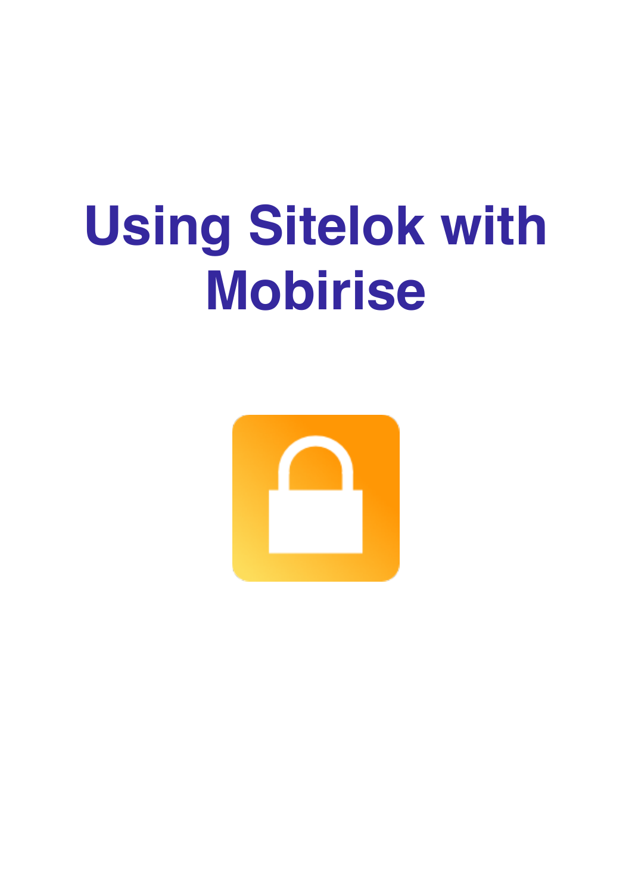# Using Sitelok with Mobirise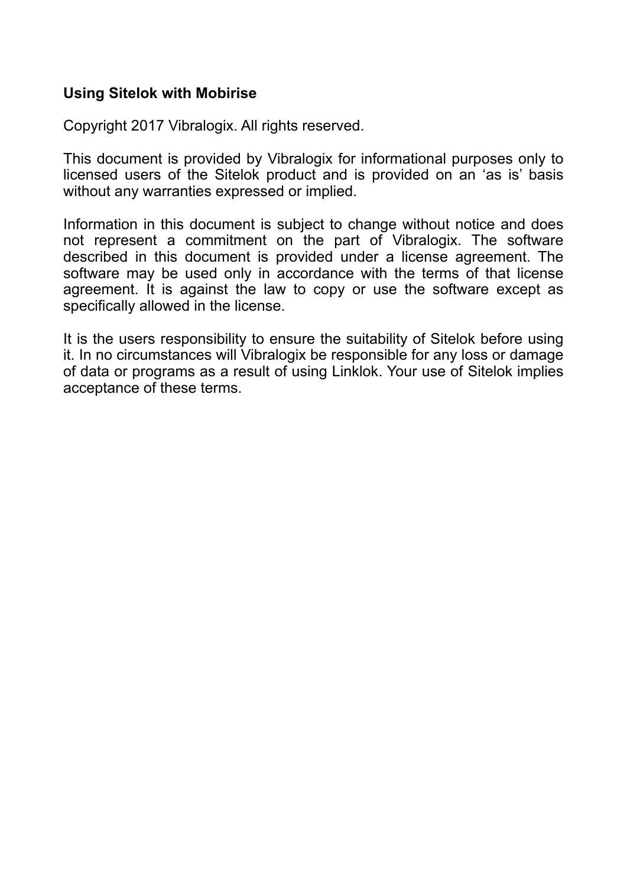**Using Sitelok with Mobirise**

Copyright 2017 Vibralogix. All rights reserved.

This document is provided by Vibralogix for informational purposes only to licensed users of the Sitelok product and is provided on an ‘as is’ basis without any warranties expressed or implied.

Information in this document is subject to change without notice and does not represent a commitment on the part of Vibralogix. The software described in this document is provided under a license agreement. The software may be used only in accordance with the terms of that license agreement. It is against the law to copy or use the software except as specifically allowed in the license.

It is the users responsibility to ensure the suitability of Sitelok before using it. In no circumstances will Vibralogix be responsible for any loss or damage of data or programs as a result of using Linklok. Your use of Sitelok implies acceptance of these terms.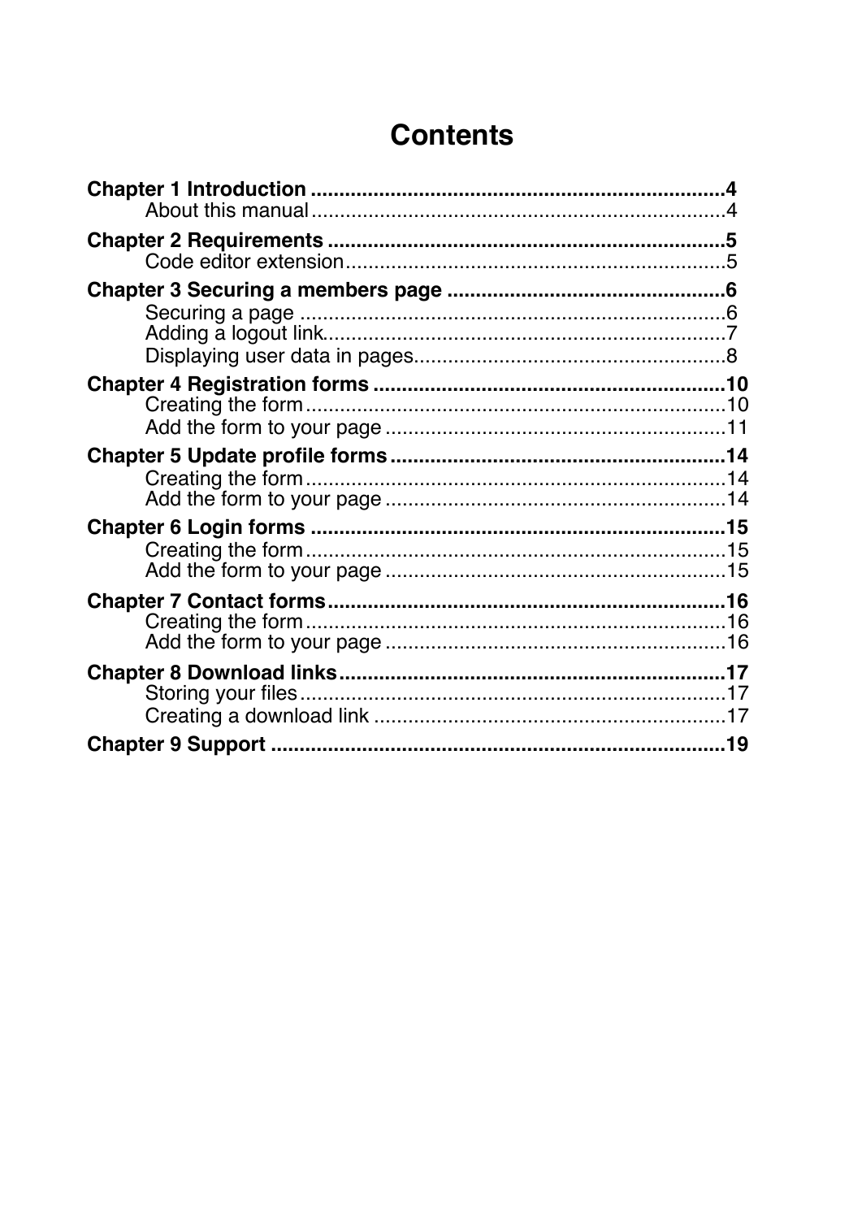# Contents

**Chapter 1 Introduction** ........................................................................ **4**
    About this manual ........................................................................ 4

**Chapter 2 Requirements** ...................................................................... **5**
    Code editor extension .................................................................. 5

**Chapter 3 Securing a members page** ................................................ **6**
    Securing a page .......................................................................... 6
    Adding a logout link ..................................................................... 7
    Displaying user data in pages ....................................................... 8

**Chapter 4 Registration forms** ............................................................. **10**
    Creating the form ......................................................................... 10
    Add the form to your page ............................................................ 11

**Chapter 5 Update profile forms** ........................................................... **14**
    Creating the form ......................................................................... 14
    Add the form to your page ............................................................ 14

**Chapter 6 Login forms** ......................................................................... **15**
    Creating the form ......................................................................... 15
    Add the form to your page ............................................................ 15

**Chapter 7 Contact forms** ...................................................................... **16**
    Creating the form ......................................................................... 16
    Add the form to your page ............................................................ 16

**Chapter 8 Download links** .................................................................... **17**
    Storing your files .......................................................................... 17
    Creating a download link .............................................................. 17

**Chapter 9 Support** ................................................................................ **19**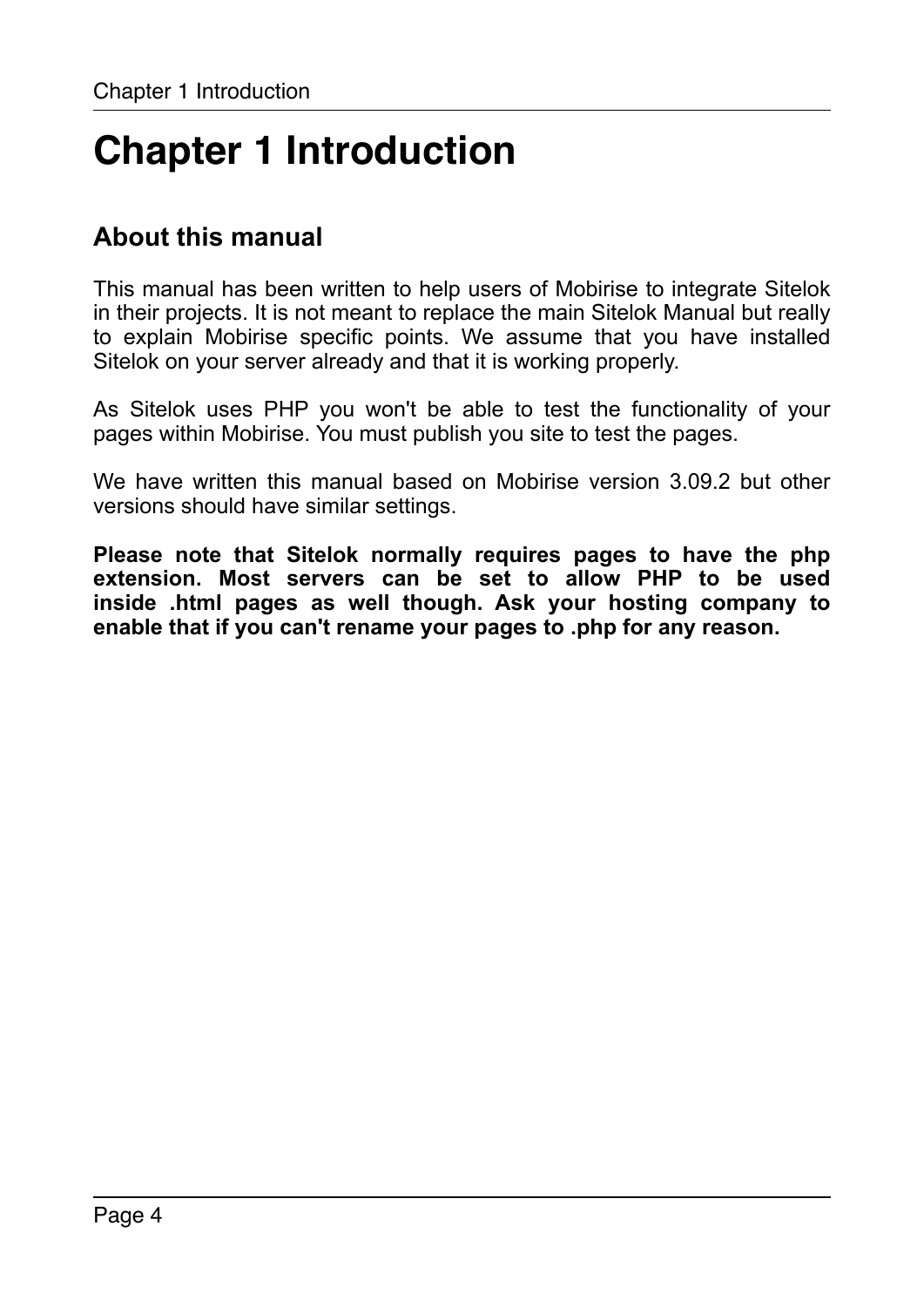# Chapter 1 Introduction

## About this manual

This manual has been written to help users of Mobirise to integrate Sitelok in their projects. It is not meant to replace the main Sitelok Manual but really to explain Mobirise specific points. We assume that you have installed Sitelok on your server already and that it is working properly.

As Sitelok uses PHP you won't be able to test the functionality of your pages within Mobirise. You must publish you site to test the pages.

We have written this manual based on Mobirise version 3.09.2 but other versions should have similar settings.

**Please note that Sitelok normally requires pages to have the php extension. Most servers can be set to allow PHP to be used inside .html pages as well though. Ask your hosting company to enable that if you can't rename your pages to .php for any reason.**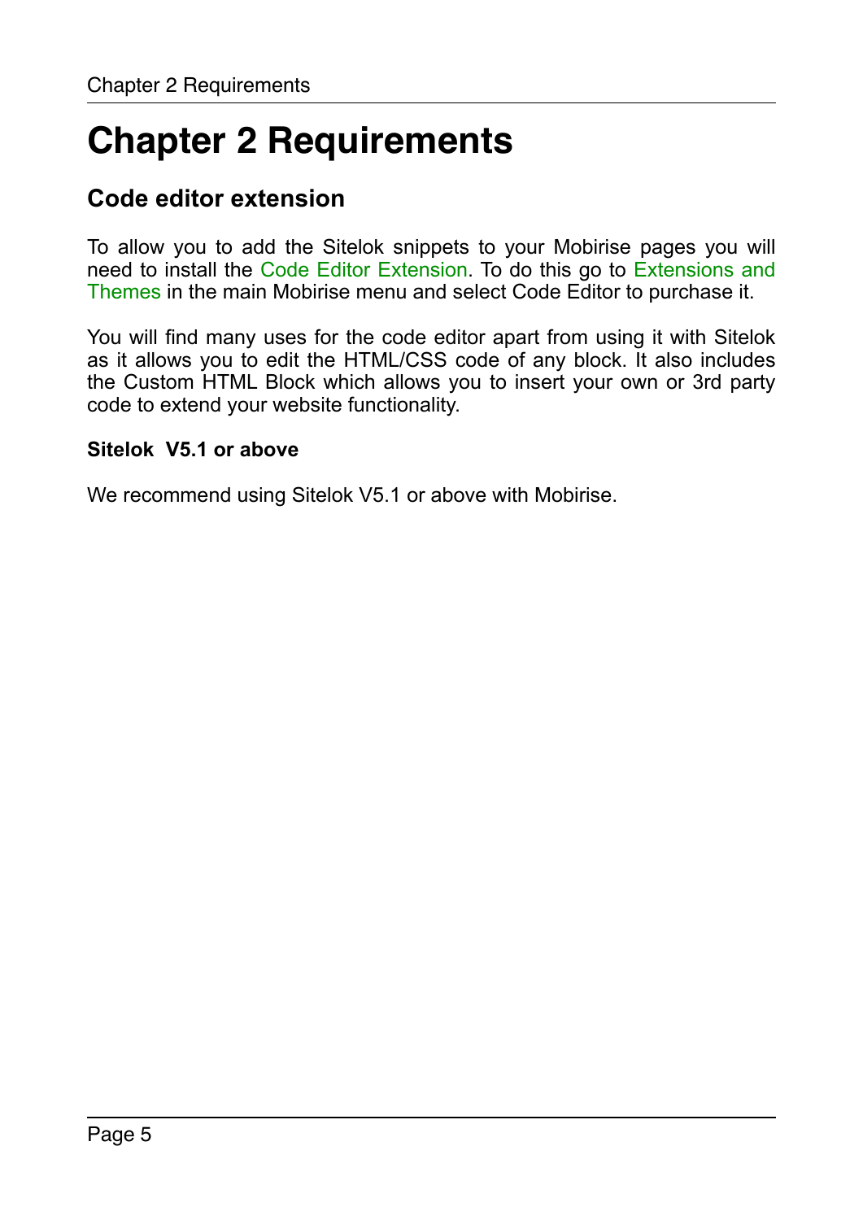# Chapter 2 Requirements

## Code editor extension

To allow you to add the Sitelok snippets to your Mobirise pages you will need to install the Code Editor Extension. To do this go to Extensions and Themes in the main Mobirise menu and select Code Editor to purchase it.

You will find many uses for the code editor apart from using it with Sitelok as it allows you to edit the HTML/CSS code of any block. It also includes the Custom HTML Block which allows you to insert your own or 3rd party code to extend your website functionality.

**Sitelok V5.1 or above**

We recommend using Sitelok V5.1 or above with Mobirise.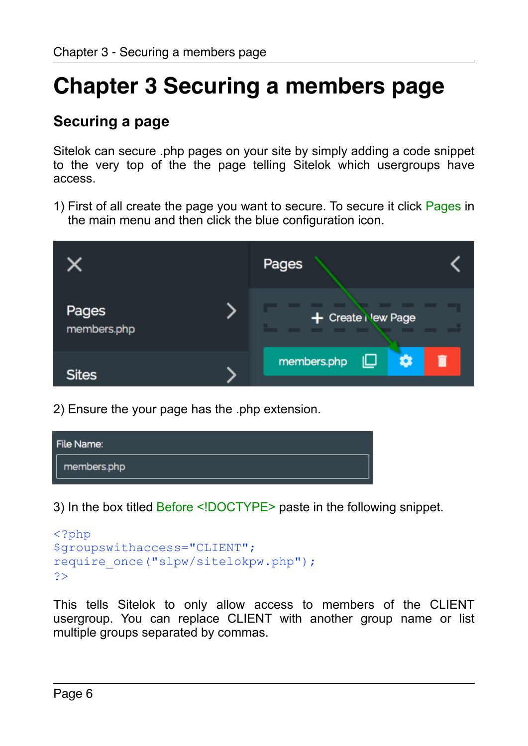# Chapter 3 Securing a members page

## Securing a page

Sitelok can secure .php pages on your site by simply adding a code snippet to the very top of the the page telling Sitelok which usergroups have access.

1) First of all create the page you want to secure. To secure it click Pages in the main menu and then click the blue configuration icon.

2) Ensure the your page has the .php extension.

3) In the box titled Before <!DOCTYPE> paste in the following snippet.

```
<?php
$groupswithaccess="CLIENT";
require_once("slpw/sitelokpw.php");
?>
```

This tells Sitelok to only allow access to members of the CLIENT usergroup. You can replace CLIENT with another group name or list multiple groups separated by commas.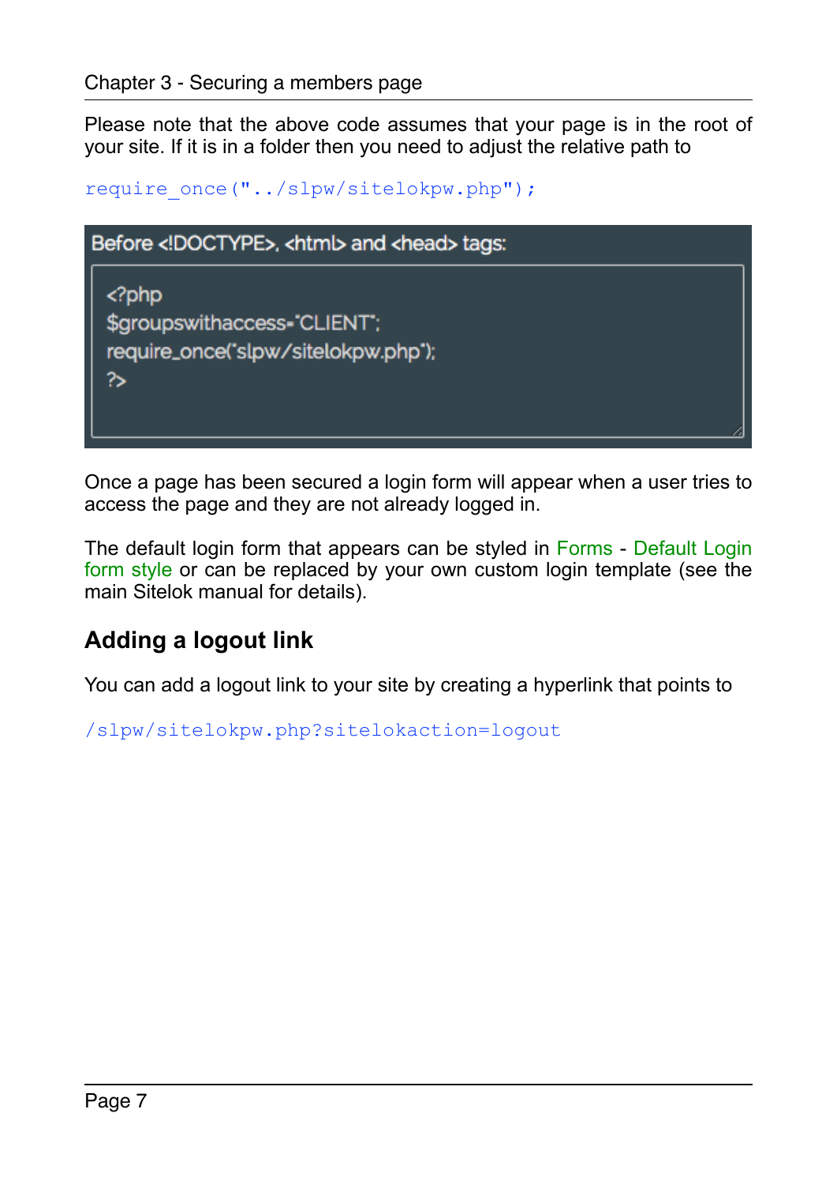Please note that the above code assumes that your page is in the root of your site. If it is in a folder then you need to adjust the relative path to

```
require_once("../slpw/sitelokpw.php");
```

Before <!DOCTYPE>, <html> and <head> tags:

```
<?php
$groupswithaccess="CLIENT";
require_once("slpw/sitelokpw.php");
?>
```

Once a page has been secured a login form will appear when a user tries to access the page and they are not already logged in.

The default login form that appears can be styled in Forms - Default Login form style or can be replaced by your own custom login template (see the main Sitelok manual for details).

## Adding a logout link

You can add a logout link to your site by creating a hyperlink that points to

```
/slpw/sitelokpw.php?sitelokaction=logout
```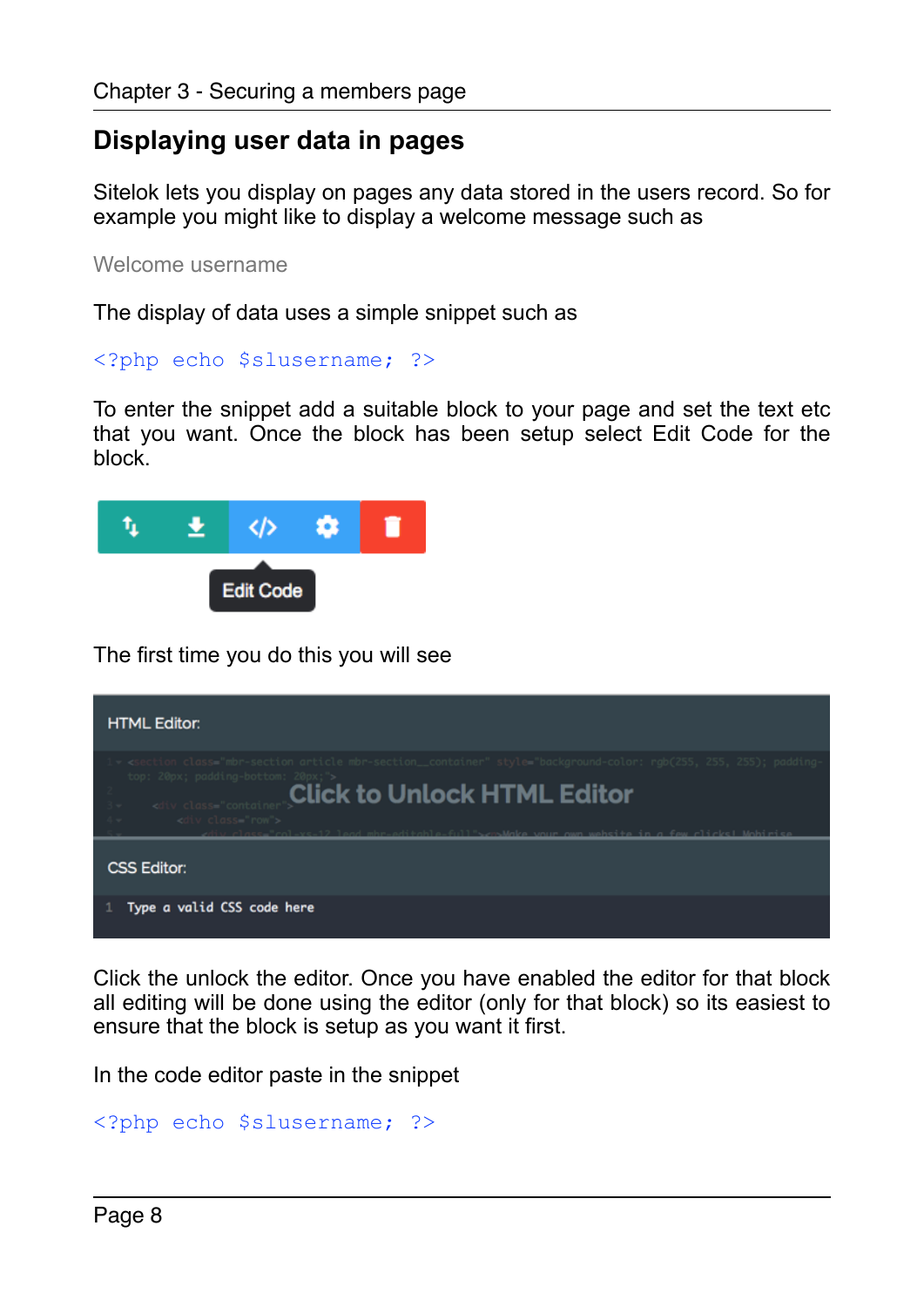## Displaying user data in pages

Sitelok lets you display on pages any data stored in the users record. So for example you might like to display a welcome message such as

Welcome username

The display of data uses a simple snippet such as

```
<?php echo $slusername; ?>
```

To enter the snippet add a suitable block to your page and set the text etc that you want. Once the block has been setup select Edit Code for the block.

The first time you do this you will see

Click the unlock the editor. Once you have enabled the editor for that block all editing will be done using the editor (only for that block) so its easiest to ensure that the block is setup as you want it first.

In the code editor paste in the snippet

```
<?php echo $slusername; ?>
```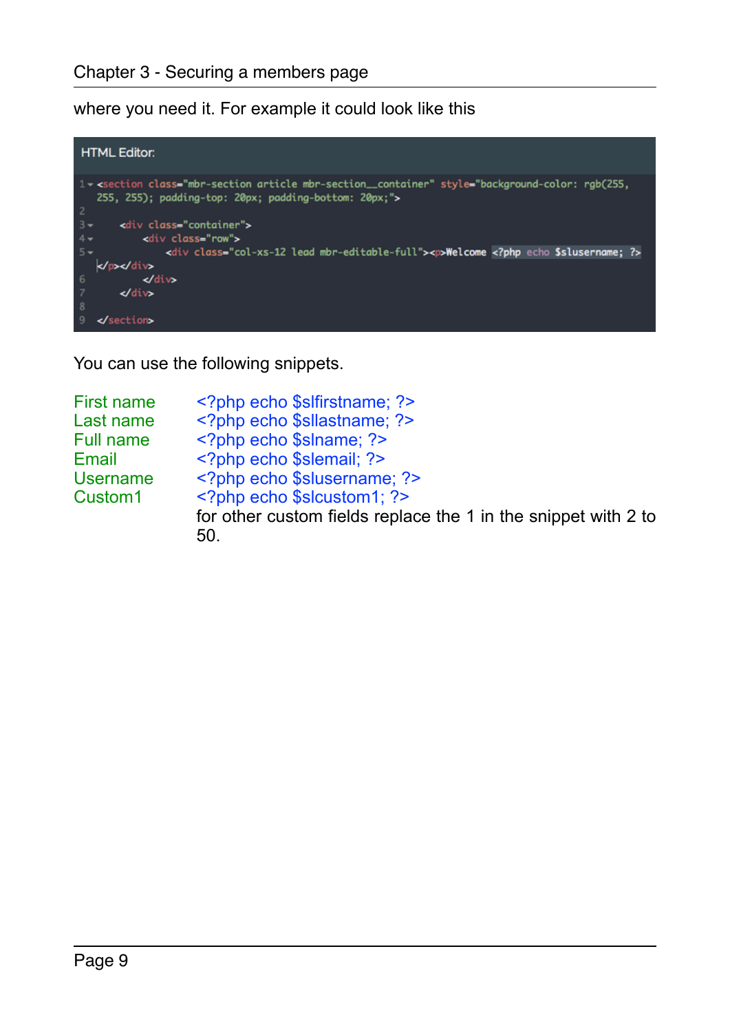where you need it. For example it could look like this

```
HTML Editor:

1  <section class="mbr-section article mbr-section__container" style="background-color: rgb(255,
   255, 255); padding-top: 20px; padding-bottom: 20px;">
2
3      <div class="container">
4          <div class="row">
5              <div class="col-xs-12 lead mbr-editable-full"><p>Welcome <?php echo $slusername; ?>
   </p></div>
6          </div>
7      </div>
8
9  </section>
```

You can use the following snippets.

| | |
|---|---|
| First name | <?php echo $slfirstname; ?> |
| Last name | <?php echo $sllastname; ?> |
| Full name | <?php echo $slname; ?> |
| Email | <?php echo $slemail; ?> |
| Username | <?php echo $slusername; ?> |
| Custom1 | <?php echo $slcustom1; ?><br>for other custom fields replace the 1 in the snippet with 2 to 50. |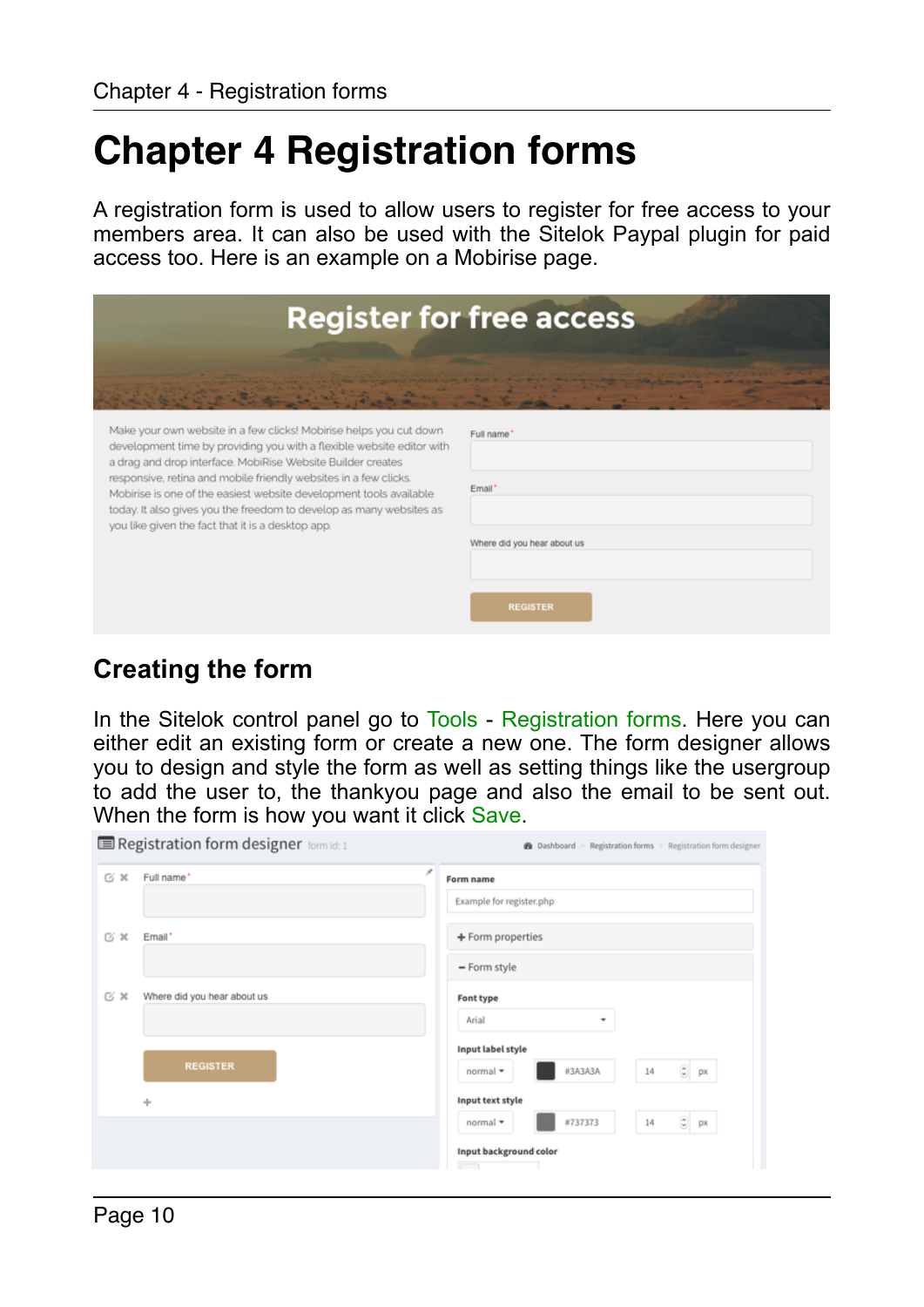# Chapter 4 Registration forms

A registration form is used to allow users to register for free access to your members area. It can also be used with the Sitelok Paypal plugin for paid access too. Here is an example on a Mobirise page.

## Creating the form

In the Sitelok control panel go to Tools - Registration forms. Here you can either edit an existing form or create a new one. The form designer allows you to design and style the form as well as setting things like the usergroup to add the user to, the thankyou page and also the email to be sent out. When the form is how you want it click Save.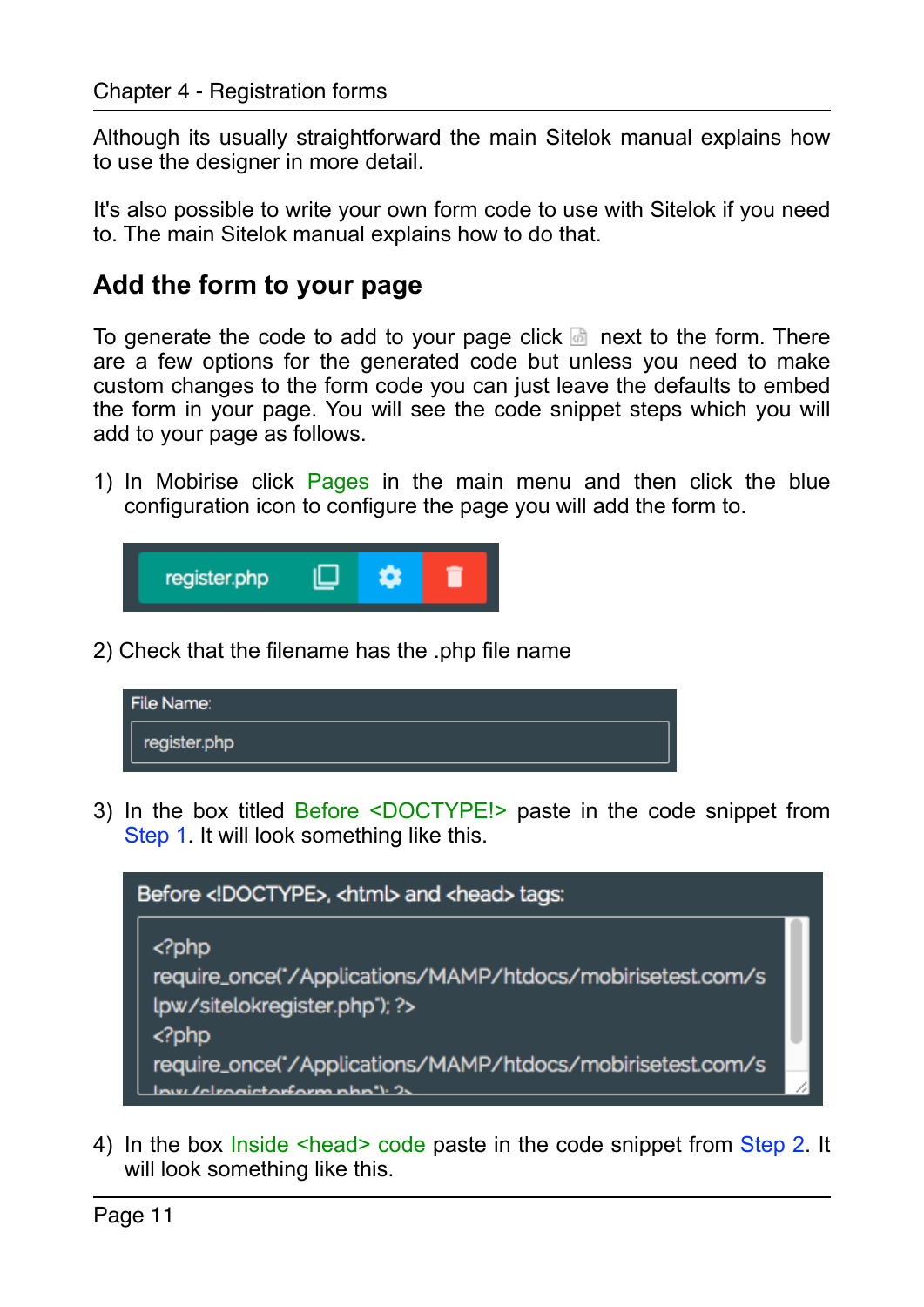Although its usually straightforward the main Sitelok manual explains how to use the designer in more detail.

It's also possible to write your own form code to use with Sitelok if you need to. The main Sitelok manual explains how to do that.

## Add the form to your page

To generate the code to add to your page click next to the form. There are a few options for the generated code but unless you need to make custom changes to the form code you can just leave the defaults to embed the form in your page. You will see the code snippet steps which you will add to your page as follows.

1) In Mobirise click Pages in the main menu and then click the blue configuration icon to configure the page you will add the form to.

register.php

2) Check that the filename has the .php file name

File Name:

register.php

3) In the box titled Before <DOCTYPE!> paste in the code snippet from Step 1. It will look something like this.

Before <!DOCTYPE>, <html> and <head> tags:

```
<?php
require_once("/Applications/MAMP/htdocs/mobirisetest.com/s
lpw/sitelokregister.php"); ?>
<?php
require_once("/Applications/MAMP/htdocs/mobirisetest.com/s
lpw/slregisterform.php"); ?>
```

4) In the box Inside <head> code paste in the code snippet from Step 2. It will look something like this.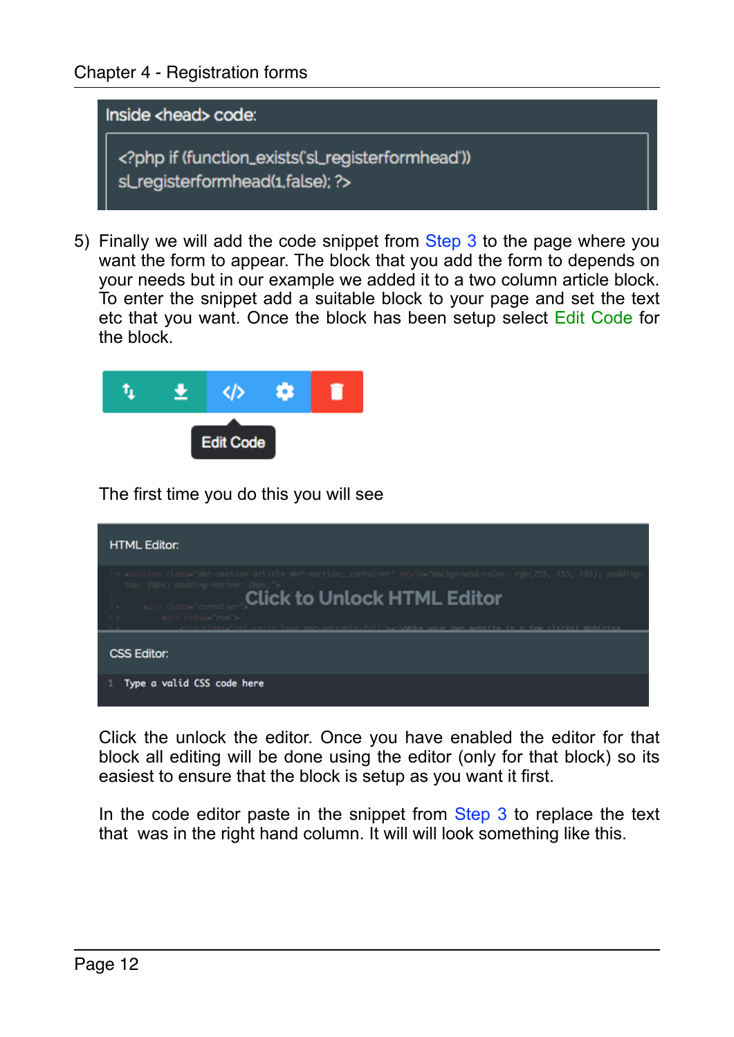Inside <head> code:

```
<?php if (function_exists('sl_registerformhead'))
sl_registerformhead(1,false); ?>
```

5) Finally we will add the code snippet from Step 3 to the page where you want the form to appear. The block that you add the form to depends on your needs but in our example we added it to a two column article block. To enter the snippet add a suitable block to your page and set the text etc that you want. Once the block has been setup select Edit Code for the block.

Edit Code

The first time you do this you will see

HTML Editor:

Click to Unlock HTML Editor

CSS Editor:

```
1  Type a valid CSS code here
```

Click the unlock the editor. Once you have enabled the editor for that block all editing will be done using the editor (only for that block) so its easiest to ensure that the block is setup as you want it first.

In the code editor paste in the snippet from Step 3 to replace the text that was in the right hand column. It will will look something like this.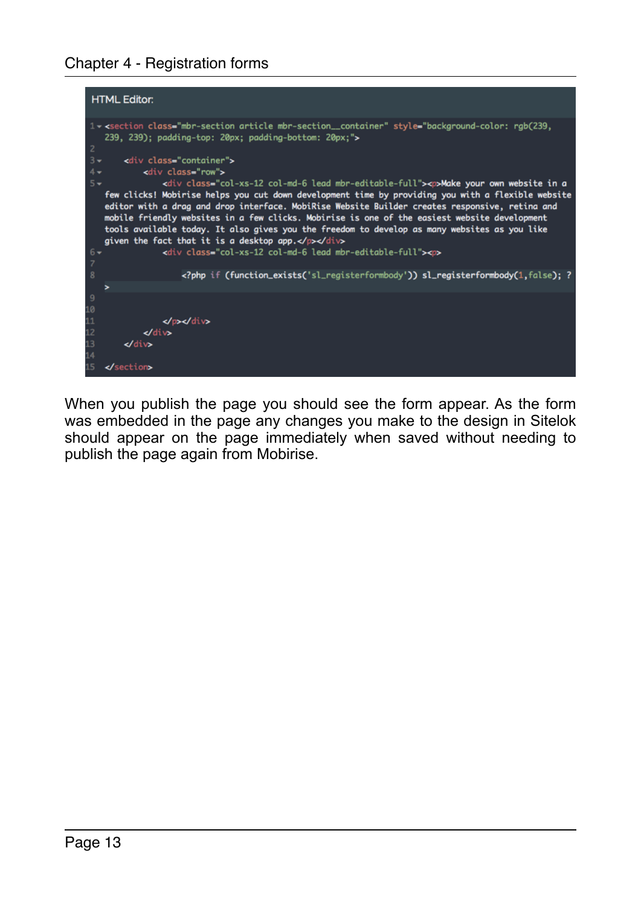HTML Editor:

```
<section class="mbr-section article mbr-section__container" style="background-color: rgb(239, 239, 239); padding-top: 20px; padding-bottom: 20px;">

    <div class="container">
        <div class="row">
            <div class="col-xs-12 col-md-6 lead mbr-editable-full"><p>Make your own website in a few clicks! Mobirise helps you cut down development time by providing you with a flexible website editor with a drag and drop interface. MobiRise Website Builder creates responsive, retina and mobile friendly websites in a few clicks. Mobirise is one of the easiest website development tools available today. It also gives you the freedom to develop as many websites as you like given the fact that it is a desktop app.</p></div>
            <div class="col-xs-12 col-md-6 lead mbr-editable-full"><p>

                <?php if (function_exists('sl_registerformbody')) sl_registerformbody(1,false); ?>



            </p></div>
        </div>
    </div>

</section>
```

When you publish the page you should see the form appear. As the form was embedded in the page any changes you make to the design in Sitelok should appear on the page immediately when saved without needing to publish the page again from Mobirise.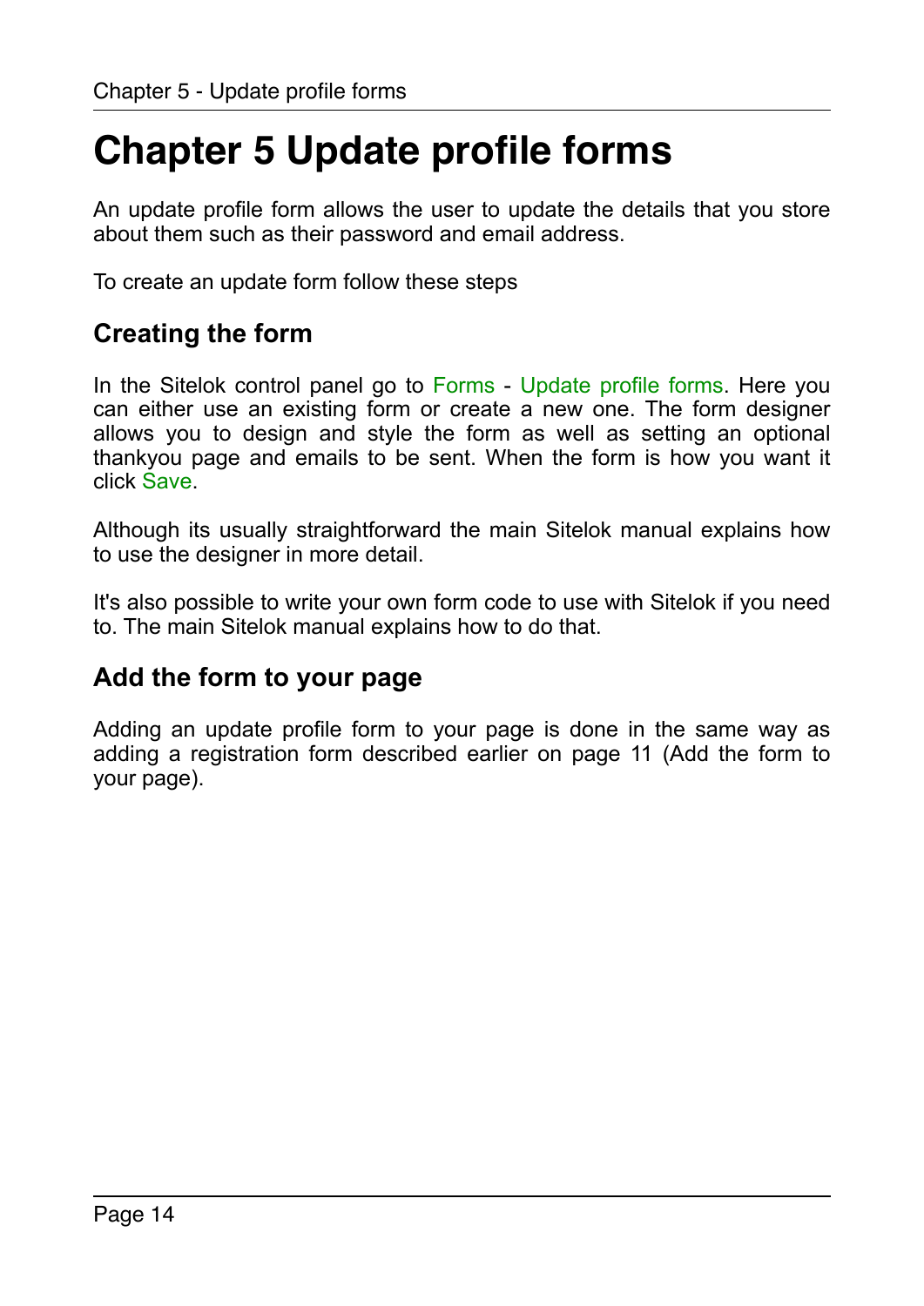# Chapter 5 Update profile forms

An update profile form allows the user to update the details that you store about them such as their password and email address.

To create an update form follow these steps

## Creating the form

In the Sitelok control panel go to Forms - Update profile forms. Here you can either use an existing form or create a new one. The form designer allows you to design and style the form as well as setting an optional thankyou page and emails to be sent. When the form is how you want it click Save.

Although its usually straightforward the main Sitelok manual explains how to use the designer in more detail.

It's also possible to write your own form code to use with Sitelok if you need to. The main Sitelok manual explains how to do that.

## Add the form to your page

Adding an update profile form to your page is done in the same way as adding a registration form described earlier on page 11 (Add the form to your page).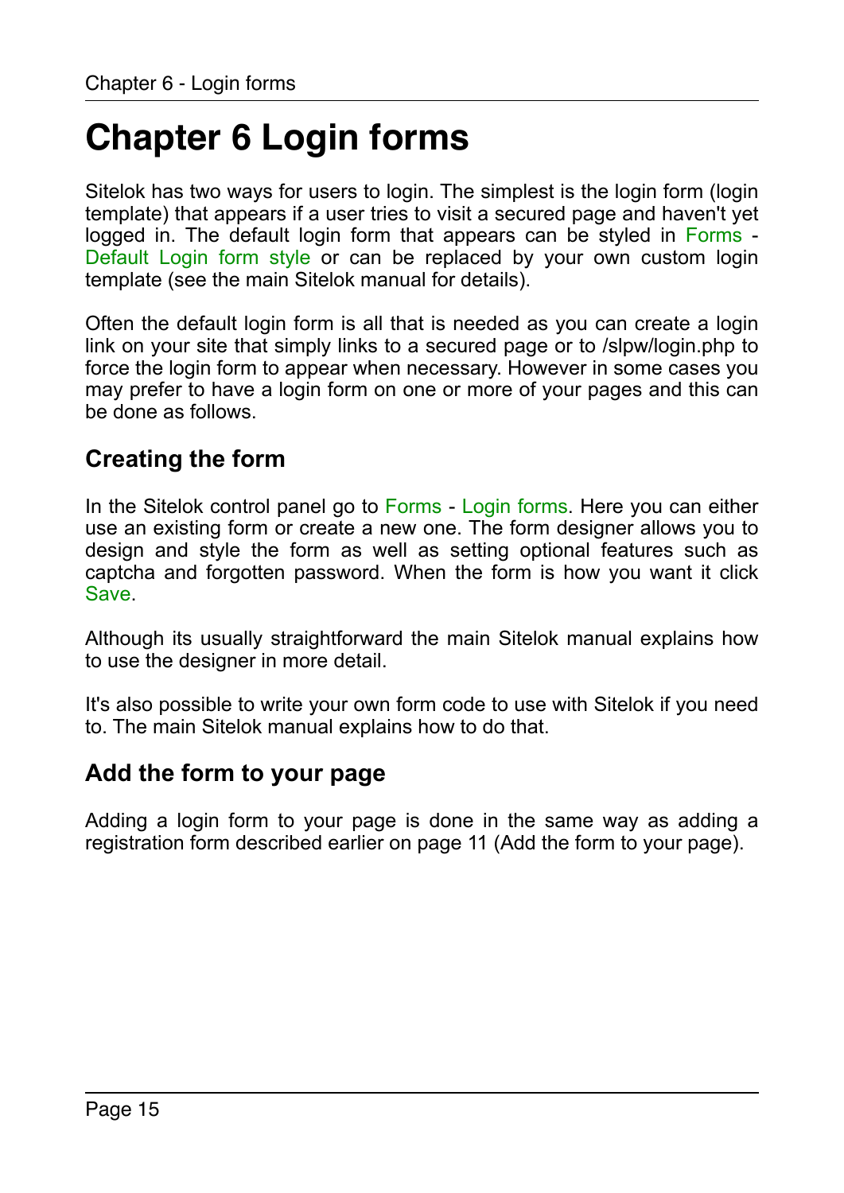# Chapter 6 Login forms

Sitelok has two ways for users to login. The simplest is the login form (login template) that appears if a user tries to visit a secured page and haven't yet logged in. The default login form that appears can be styled in Forms - Default Login form style or can be replaced by your own custom login template (see the main Sitelok manual for details).

Often the default login form is all that is needed as you can create a login link on your site that simply links to a secured page or to /slpw/login.php to force the login form to appear when necessary. However in some cases you may prefer to have a login form on one or more of your pages and this can be done as follows.

## Creating the form

In the Sitelok control panel go to Forms - Login forms. Here you can either use an existing form or create a new one. The form designer allows you to design and style the form as well as setting optional features such as captcha and forgotten password. When the form is how you want it click Save.

Although its usually straightforward the main Sitelok manual explains how to use the designer in more detail.

It's also possible to write your own form code to use with Sitelok if you need to. The main Sitelok manual explains how to do that.

## Add the form to your page

Adding a login form to your page is done in the same way as adding a registration form described earlier on page 11 (Add the form to your page).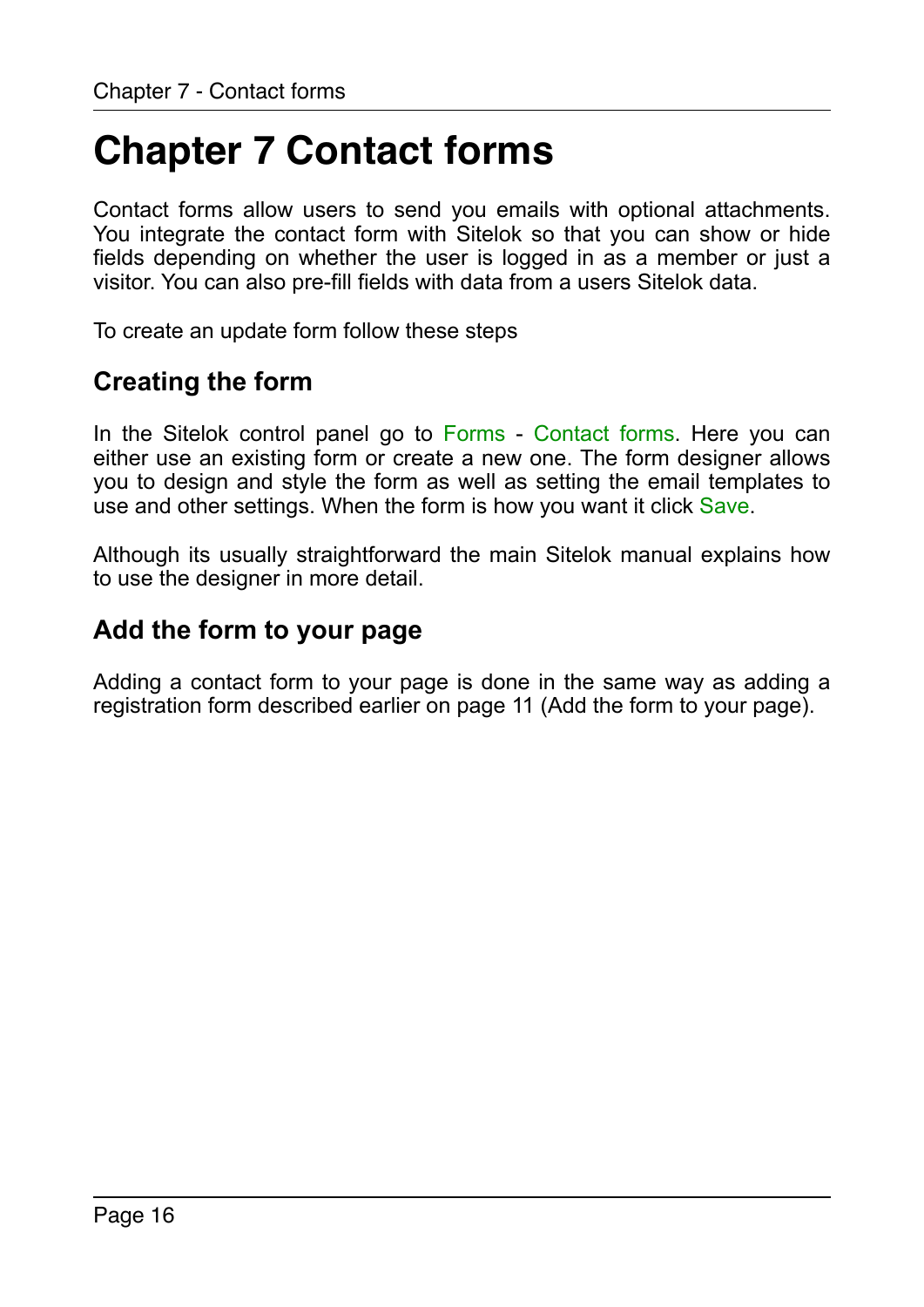# Chapter 7 Contact forms

Contact forms allow users to send you emails with optional attachments. You integrate the contact form with Sitelok so that you can show or hide fields depending on whether the user is logged in as a member or just a visitor. You can also pre-fill fields with data from a users Sitelok data.

To create an update form follow these steps

## Creating the form

In the Sitelok control panel go to Forms - Contact forms. Here you can either use an existing form or create a new one. The form designer allows you to design and style the form as well as setting the email templates to use and other settings. When the form is how you want it click Save.

Although its usually straightforward the main Sitelok manual explains how to use the designer in more detail.

## Add the form to your page

Adding a contact form to your page is done in the same way as adding a registration form described earlier on page 11 (Add the form to your page).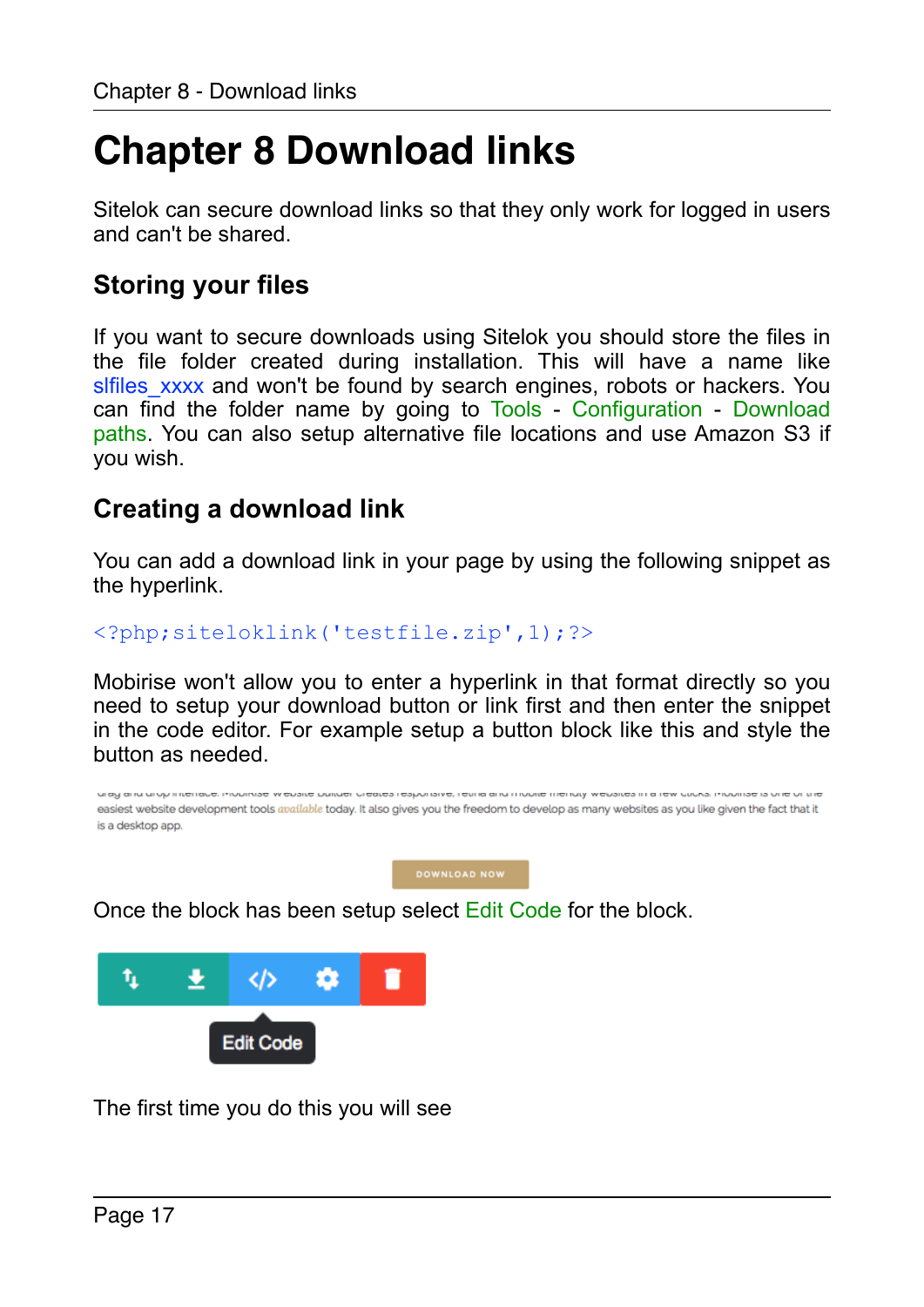# Chapter 8 Download links

Sitelok can secure download links so that they only work for logged in users and can't be shared.

## Storing your files

If you want to secure downloads using Sitelok you should store the files in the file folder created during installation. This will have a name like slfiles_xxxx and won't be found by search engines, robots or hackers. You can find the folder name by going to Tools - Configuration - Download paths. You can also setup alternative file locations and use Amazon S3 if you wish.

## Creating a download link

You can add a download link in your page by using the following snippet as the hyperlink.

```
<?php;siteloklink('testfile.zip',1);?>
```

Mobirise won't allow you to enter a hyperlink in that format directly so you need to setup your download button or link first and then enter the snippet in the code editor. For example setup a button block like this and style the button as needed.

Once the block has been setup select Edit Code for the block.

The first time you do this you will see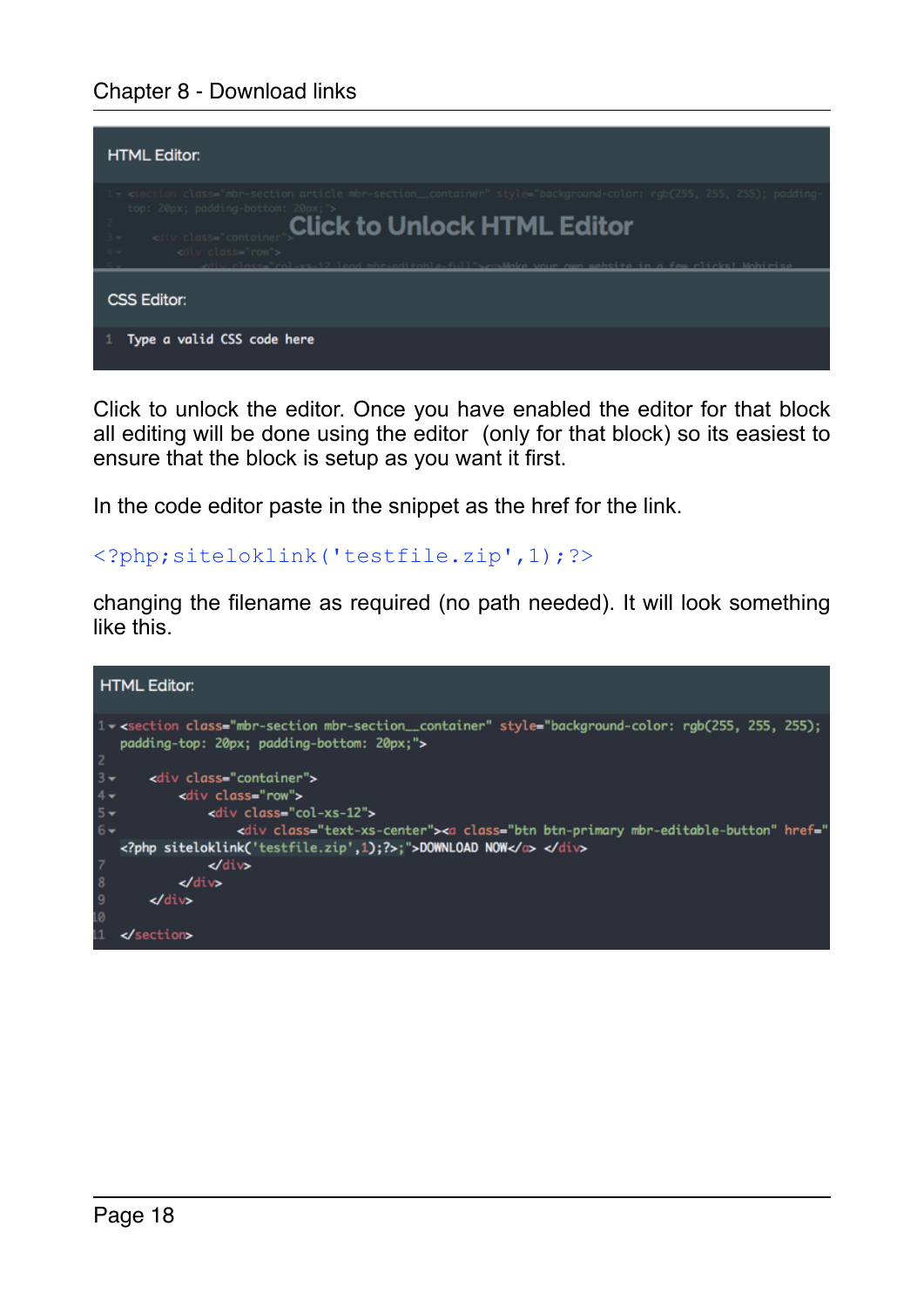HTML Editor:

Click to Unlock HTML Editor

CSS Editor:

```
1  Type a valid CSS code here
```

Click to unlock the editor. Once you have enabled the editor for that block all editing will be done using the editor (only for that block) so its easiest to ensure that the block is setup as you want it first.

In the code editor paste in the snippet as the href for the link.

```
<?php;siteloklink('testfile.zip',1);?>
```

changing the filename as required (no path needed). It will look something like this.

HTML Editor:

```
1  <section class="mbr-section mbr-section__container" style="background-color: rgb(255, 255, 255);
   padding-top: 20px; padding-bottom: 20px;">
2
3      <div class="container">
4          <div class="row">
5              <div class="col-xs-12">
6                  <div class="text-xs-center"><a class="btn btn-primary mbr-editable-button" href="
   <?php siteloklink('testfile.zip',1);?>;">DOWNLOAD NOW</a> </div>
7              </div>
8          </div>
9      </div>
10
11 </section>
```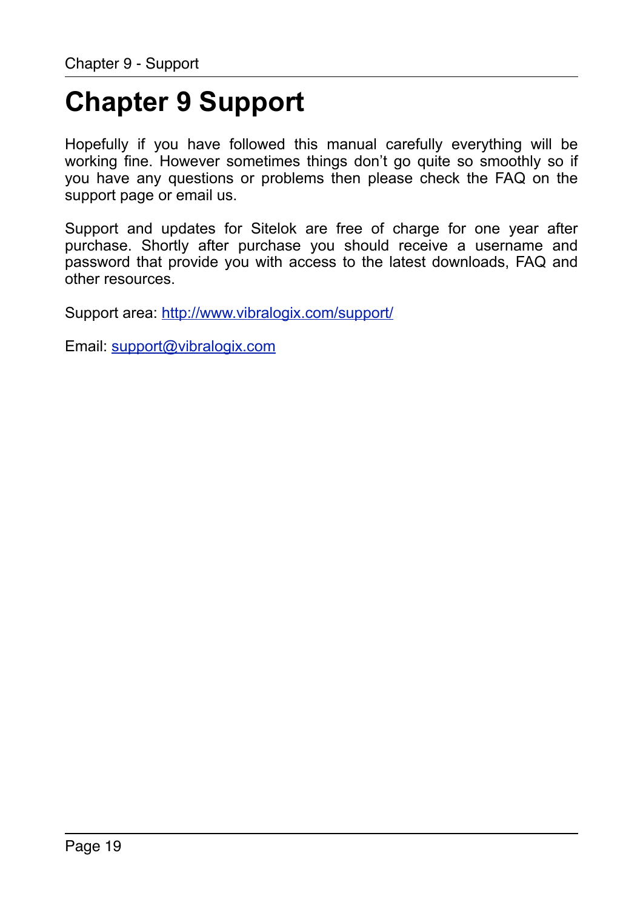# Chapter 9 Support

Hopefully if you have followed this manual carefully everything will be working fine. However sometimes things don’t go quite so smoothly so if you have any questions or problems then please check the FAQ on the support page or email us.

Support and updates for Sitelok are free of charge for one year after purchase. Shortly after purchase you should receive a username and password that provide you with access to the latest downloads, FAQ and other resources.

Support area: [http://www.vibralogix.com/support/](http://www.vibralogix.com/support/)

Email: [support@vibralogix.com](mailto:support@vibralogix.com)